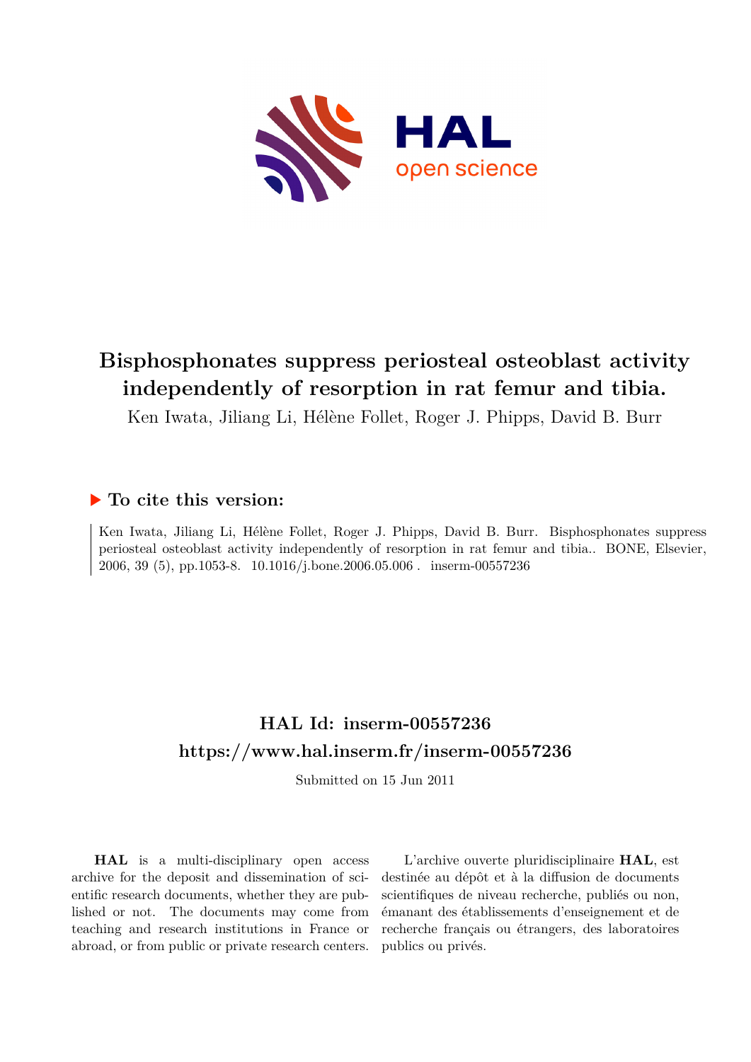# Bisphosphonates suppress periosteal osteoblast activity independently of resorption in rat femur and tibia.

Ken Iwata, Jiliang Li, Hélène Follet, Roger J. Phipps, David B. Burr

## ▶ To cite this version:

Ken Iwata, Jiliang Li, Hélène Follet, Roger J. Phipps, David B. Burr. Bisphosphonates suppress periosteal osteoblast activity independently of resorption in rat femur and tibia.. BONE, Elsevier, 2006, 39 (5), pp.1053-8. 10.1016/j.bone.2006.05.006 . inserm-00557236

## HAL Id: inserm-00557236

## https://www.hal.inserm.fr/inserm-00557236

Submitted on 15 Jun 2011

**HAL** is a multi-disciplinary open access archive for the deposit and dissemination of scientific research documents, whether they are published or not. The documents may come from teaching and research institutions in France or abroad, or from public or private research centers.

L'archive ouverte pluridisciplinaire **HAL**, est destinée au dépôt et à la diffusion de documents scientifiques de niveau recherche, publiés ou non, émanant des établissements d'enseignement et de recherche français ou étrangers, des laboratoires publics ou privés.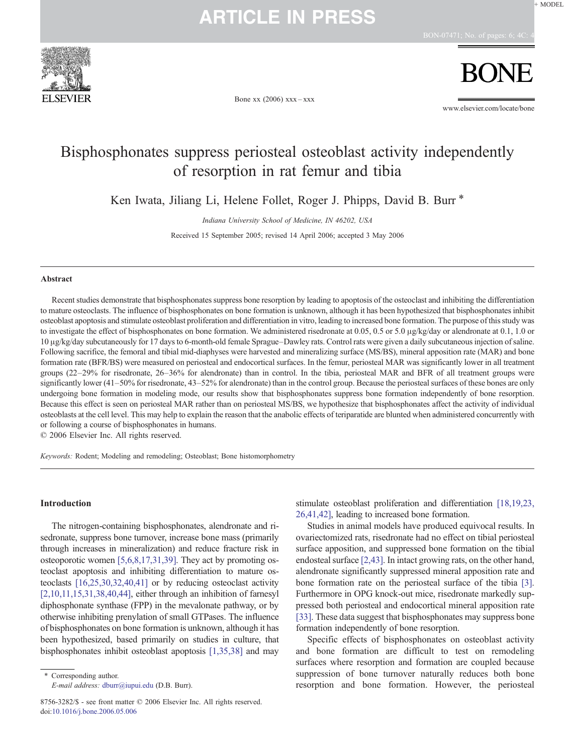# Bisphosphonates suppress periosteal osteoblast activity independently of resorption in rat femur and tibia

Ken Iwata, Jiliang Li, Helene Follet, Roger J. Phipps, David B. Burr *

*Indiana University School of Medicine, IN 46202, USA*

Received 15 September 2005; revised 14 April 2006; accepted 3 May 2006

## Abstract

Recent studies demonstrate that bisphosphonates suppress bone resorption by leading to apoptosis of the osteoclast and inhibiting the differentiation to mature osteoclasts. The influence of bisphosphonates on bone formation is unknown, although it has been hypothesized that bisphosphonates inhibit osteoblast apoptosis and stimulate osteoblast proliferation and differentiation in vitro, leading to increased bone formation. The purpose of this study was to investigate the effect of bisphosphonates on bone formation. We administered risedronate at 0.05, 0.5 or 5.0 μg/kg/day or alendronate at 0.1, 1.0 or 10 μg/kg/day subcutaneously for 17 days to 6-month-old female Sprague–Dawley rats. Control rats were given a daily subcutaneous injection of saline. Following sacrifice, the femoral and tibial mid-diaphyses were harvested and mineralizing surface (MS/BS), mineral apposition rate (MAR) and bone formation rate (BFR/BS) were measured on periosteal and endocortical surfaces. In the femur, periosteal MAR was significantly lower in all treatment groups (22–29% for risedronate, 26–36% for alendronate) than in control. In the tibia, periosteal MAR and BFR of all treatment groups were significantly lower (41–50% for risedronate, 43–52% for alendronate) than in the control group. Because the periosteal surfaces of these bones are only undergoing bone formation in modeling mode, our results show that bisphosphonates suppress bone formation independently of bone resorption. Because this effect is seen on periosteal MAR rather than on periosteal MS/BS, we hypothesize that bisphosphonates affect the activity of individual osteoblasts at the cell level. This may help to explain the reason that the anabolic effects of teriparatide are blunted when administered concurrently with or following a course of bisphosphonates in humans.

© 2006 Elsevier Inc. All rights reserved.

*Keywords:* Rodent; Modeling and remodeling; Osteoblast; Bone histomorphometry

## Introduction

The nitrogen-containing bisphosphonates, alendronate and risedronate, suppress bone turnover, increase bone mass (primarily through increases in mineralization) and reduce fracture risk in osteoporotic women [5,6,8,17,31,39]. They act by promoting osteoclast apoptosis and inhibiting differentiation to mature osteoclasts [16,25,30,32,40,41] or by reducing osteoclast activity [2,10,11,15,31,38,40,44], either through an inhibition of farnesyl diphosphonate synthase (FPP) in the mevalonate pathway, or by otherwise inhibiting prenylation of small GTPases. The influence of bisphosphonates on bone formation is unknown, although it has been hypothesized, based primarily on studies in culture, that bisphosphonates inhibit osteoblast apoptosis [1,35,38] and may stimulate osteoblast proliferation and differentiation [18,19,23,26,41,42], leading to increased bone formation.

Studies in animal models have produced equivocal results. In ovariectomized rats, risedronate had no effect on tibial periosteal surface apposition, and suppressed bone formation on the tibial endosteal surface [2,43]. In intact growing rats, on the other hand, alendronate significantly suppressed mineral apposition rate and bone formation rate on the periosteal surface of the tibia [3]. Furthermore in OPG knock-out mice, risedronate markedly suppressed both periosteal and endocortical mineral apposition rate [33]. These data suggest that bisphosphonates may suppress bone formation independently of bone resorption.

Specific effects of bisphosphonates on osteoblast activity and bone formation are difficult to test on remodeling surfaces where resorption and formation are coupled because suppression of bone turnover naturally reduces both bone resorption and bone formation. However, the periosteal

* Corresponding author.
E-mail address: dburr@iupui.edu (D.B. Burr).

8756-3282/$ - see front matter © 2006 Elsevier Inc. All rights reserved.
doi:10.1016/j.bone.2006.05.006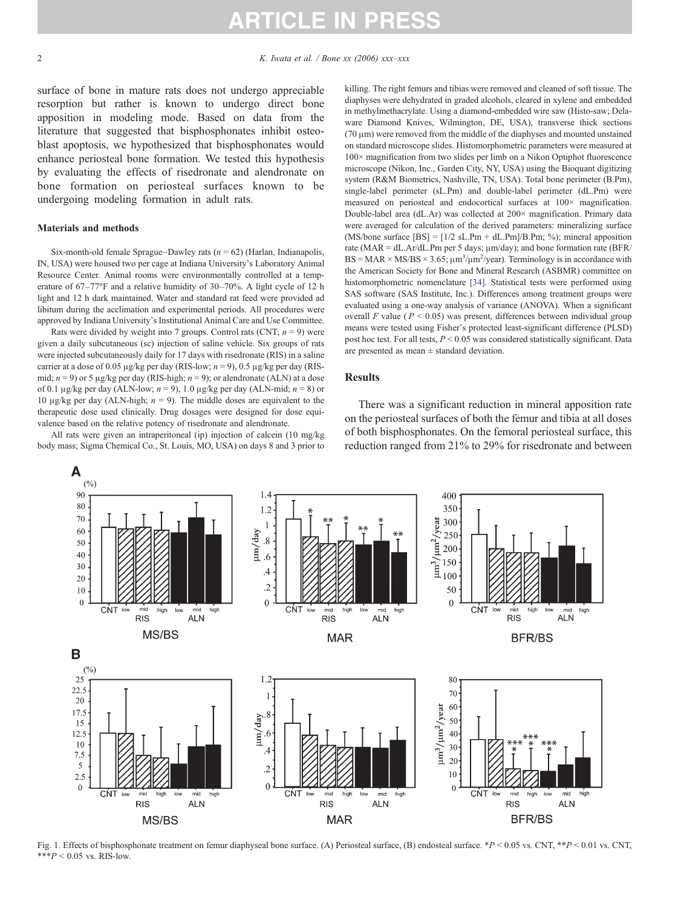surface of bone in mature rats does not undergo appreciable resorption but rather is known to undergo direct bone apposition in modeling mode. Based on data from the literature that suggested that bisphosphonates inhibit osteoblast apoptosis, we hypothesized that bisphosphonates would enhance periosteal bone formation. We tested this hypothesis by evaluating the effects of risedronate and alendronate on bone formation on periosteal surfaces known to be undergoing modeling formation in adult rats.

## Materials and methods

Six-month-old female Sprague–Dawley rats ($n = 62$) (Harlan, Indianapolis, IN, USA) were housed two per cage at Indiana University's Laboratory Animal Resource Center. Animal rooms were environmentally controlled at a temperature of 67–77°F and a relative humidity of 30–70%. A light cycle of 12 h light and 12 h dark maintained. Water and standard rat feed were provided ad libitum during the acclimation and experimental periods. All procedures were approved by Indiana University's Institutional Animal Care and Use Committee.

Rats were divided by weight into 7 groups. Control rats (CNT; $n = 9$) were given a daily subcutaneous (sc) injection of saline vehicle. Six groups of rats were injected subcutaneously daily for 17 days with risedronate (RIS) in a saline carrier at a dose of 0.05 μg/kg per day (RIS-low; $n = 9$), 0.5 μg/kg per day (RIS-mid; $n = 9$) or 5 μg/kg per day (RIS-high; $n = 9$); or alendronate (ALN) at a dose of 0.1 μg/kg per day (ALN-low; $n = 9$), 1.0 μg/kg per day (ALN-mid; $n = 8$) or 10 μg/kg per day (ALN-high; $n = 9$). The middle doses are equivalent to the therapeutic dose used clinically. Drug dosages were designed for dose equivalence based on the relative potency of risedronate and alendronate.

All rats were given an intraperitoneal (ip) injection of calcein (10 mg/kg body mass; Sigma Chemical Co., St. Louis, MO, USA) on days 8 and 3 prior to killing. The right femurs and tibias were removed and cleaned of soft tissue. The diaphyses were dehydrated in graded alcohols, cleared in xylene and embedded in methylmethacrylate. Using a diamond-embedded wire saw (Histo-saw; Delaware Diamond Knives, Wilmington, DE, USA), transverse thick sections (70 μm) were removed from the middle of the diaphyses and mounted unstained on standard microscope slides. Histomorphometric parameters were measured at 100× magnification from two slides per limb on a Nikon Optiphot fluorescence microscope (Nikon, Inc., Garden City, NY, USA) using the Bioquant digitizing system (R&M Biometrics, Nashville, TN, USA). Total bone perimeter (B.Pm), single-label perimeter (sL.Pm) and double-label perimeter (dL.Pm) were measured on periosteal and endocortical surfaces at 100× magnification. Double-label area (dL.Ar) was collected at 200× magnification. Primary data were averaged for calculation of the derived parameters: mineralizing surface (MS/bone surface [BS] = [1/2 sL.Pm + dL.Pm]/B.Pm; %); mineral apposition rate (MAR = dL.Ar/dL.Pm per 5 days; μm/day); and bone formation rate (BFR/BS = MAR × MS/BS × 3.65; $\mu m^3/\mu m^2$/year). Terminology is in accordance with the American Society for Bone and Mineral Research (ASBMR) committee on histomorphometric nomenclature [34]. Statistical tests were performed using SAS software (SAS Institute, Inc.). Differences among treatment groups were evaluated using a one-way analysis of variance (ANOVA). When a significant overall $F$ value ($P < 0.05$) was present, differences between individual group means were tested using Fisher's protected least-significant difference (PLSD) post hoc test. For all tests, $P < 0.05$ was considered statistically significant. Data are presented as mean ± standard deviation.

## Results

There was a significant reduction in mineral apposition rate on the periosteal surfaces of both the femur and tibia at all doses of both bisphosphonates. On the femoral periosteal surface, this reduction ranged from 21% to 29% for risedronate and between

Fig. 1. Effects of bisphosphonate treatment on femur diaphyseal bone surface. (A) Periosteal surface, (B) endosteal surface. *$P < 0.05$ vs. CNT, **$P < 0.01$ vs. CNT, ***$P < 0.05$ vs. RIS-low.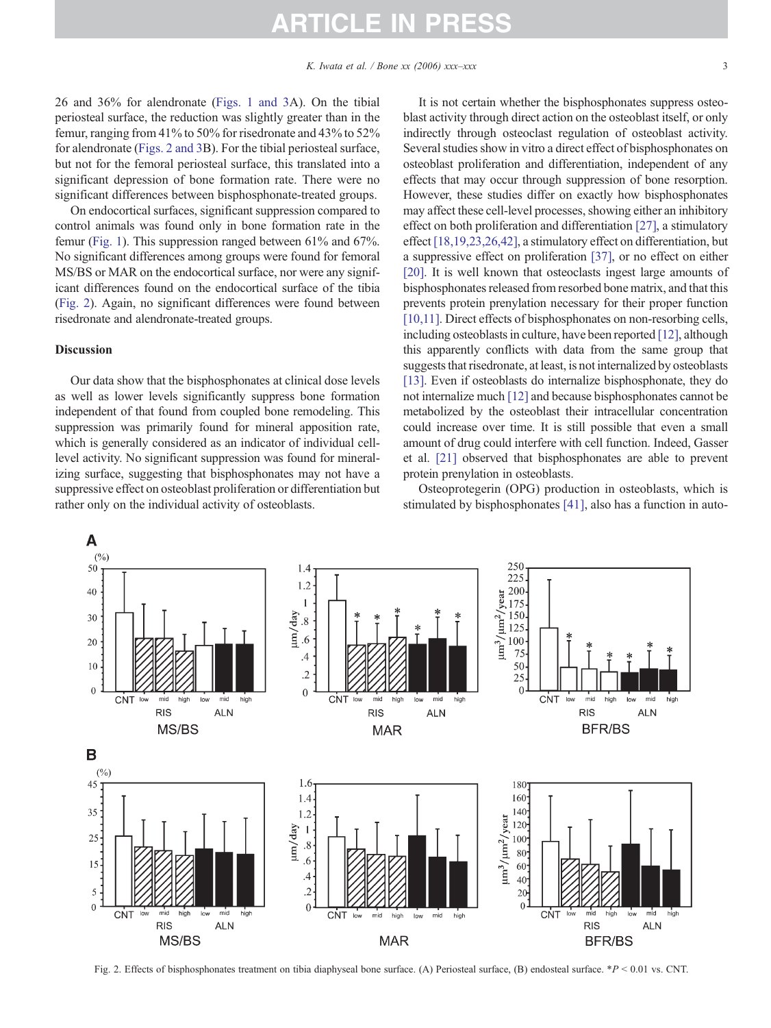26 and 36% for alendronate (Figs. 1 and 3A). On the tibial periosteal surface, the reduction was slightly greater than in the femur, ranging from 41% to 50% for risedronate and 43% to 52% for alendronate (Figs. 2 and 3B). For the tibial periosteal surface, but not for the femoral periosteal surface, this translated into a significant depression of bone formation rate. There were no significant differences between bisphosphonate-treated groups.

On endocortical surfaces, significant suppression compared to control animals was found only in bone formation rate in the femur (Fig. 1). This suppression ranged between 61% and 67%. No significant differences among groups were found for femoral MS/BS or MAR on the endocortical surface, nor were any significant differences found on the endocortical surface of the tibia (Fig. 2). Again, no significant differences were found between risedronate and alendronate-treated groups.

## Discussion

Our data show that the bisphosphonates at clinical dose levels as well as lower levels significantly suppress bone formation independent of that found from coupled bone remodeling. This suppression was primarily found for mineral apposition rate, which is generally considered as an indicator of individual cell-level activity. No significant suppression was found for mineralizing surface, suggesting that bisphosphonates may not have a suppressive effect on osteoblast proliferation or differentiation but rather only on the individual activity of osteoblasts.

It is not certain whether the bisphosphonates suppress osteoblast activity through direct action on the osteoblast itself, or only indirectly through osteoclast regulation of osteoblast activity. Several studies show in vitro a direct effect of bisphosphonates on osteoblast proliferation and differentiation, independent of any effects that may occur through suppression of bone resorption. However, these studies differ on exactly how bisphosphonates may affect these cell-level processes, showing either an inhibitory effect on both proliferation and differentiation [27], a stimulatory effect [18,19,23,26,42], a stimulatory effect on differentiation, but a suppressive effect on proliferation [37], or no effect on either [20]. It is well known that osteoclasts ingest large amounts of bisphosphonates released from resorbed bone matrix, and that this prevents protein prenylation necessary for their proper function [10,11]. Direct effects of bisphosphonates on non-resorbing cells, including osteoblasts in culture, have been reported [12], although this apparently conflicts with data from the same group that suggests that risedronate, at least, is not internalized by osteoblasts [13]. Even if osteoblasts do internalize bisphosphonate, they do not internalize much [12] and because bisphosphonates cannot be metabolized by the osteoblast their intracellular concentration could increase over time. It is still possible that even a small amount of drug could interfere with cell function. Indeed, Gasser et al. [21] observed that bisphosphonates are able to prevent protein prenylation in osteoblasts.

Osteoprotegerin (OPG) production in osteoblasts, which is stimulated by bisphosphonates [41], also has a function in auto-

Fig. 2. Effects of bisphosphonates treatment on tibia diaphyseal bone surface. (A) Periosteal surface, (B) endosteal surface. *$P < 0.01$ vs. CNT.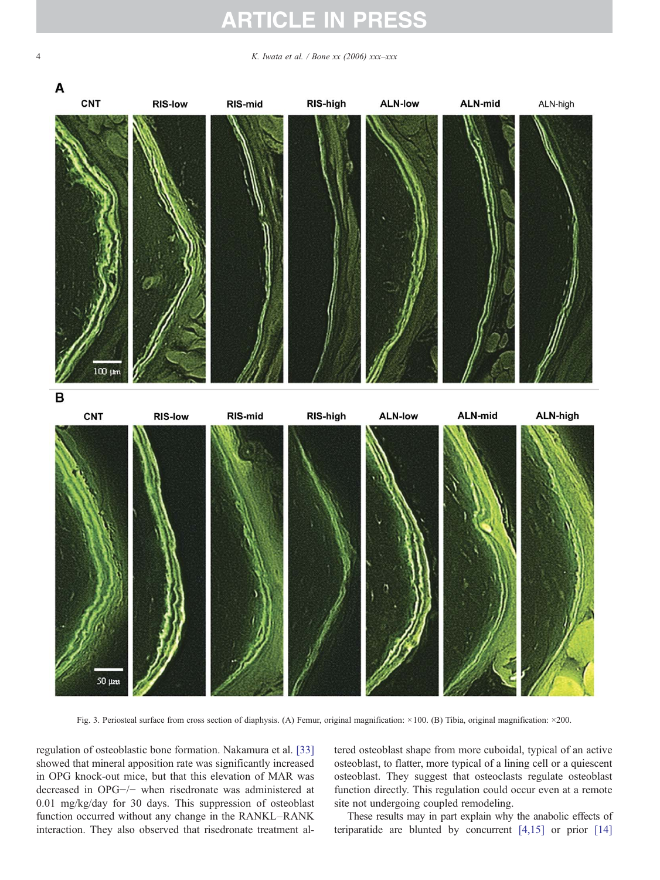Fig. 3. Periosteal surface from cross section of diaphysis. (A) Femur, original magnification: ×100. (B) Tibia, original magnification: ×200.

regulation of osteoblastic bone formation. Nakamura et al. [33] showed that mineral apposition rate was significantly increased in OPG knock-out mice, but that this elevation of MAR was decreased in OPG−/− when risedronate was administered at 0.01 mg/kg/day for 30 days. This suppression of osteoblast function occurred without any change in the RANKL–RANK interaction. They also observed that risedronate treatment altered osteoblast shape from more cuboidal, typical of an active osteoblast, to flatter, more typical of a lining cell or a quiescent osteoblast. They suggest that osteoclasts regulate osteoblast function directly. This regulation could occur even at a remote site not undergoing coupled remodeling.

These results may in part explain why the anabolic effects of teriparatide are blunted by concurrent [4,15] or prior [14]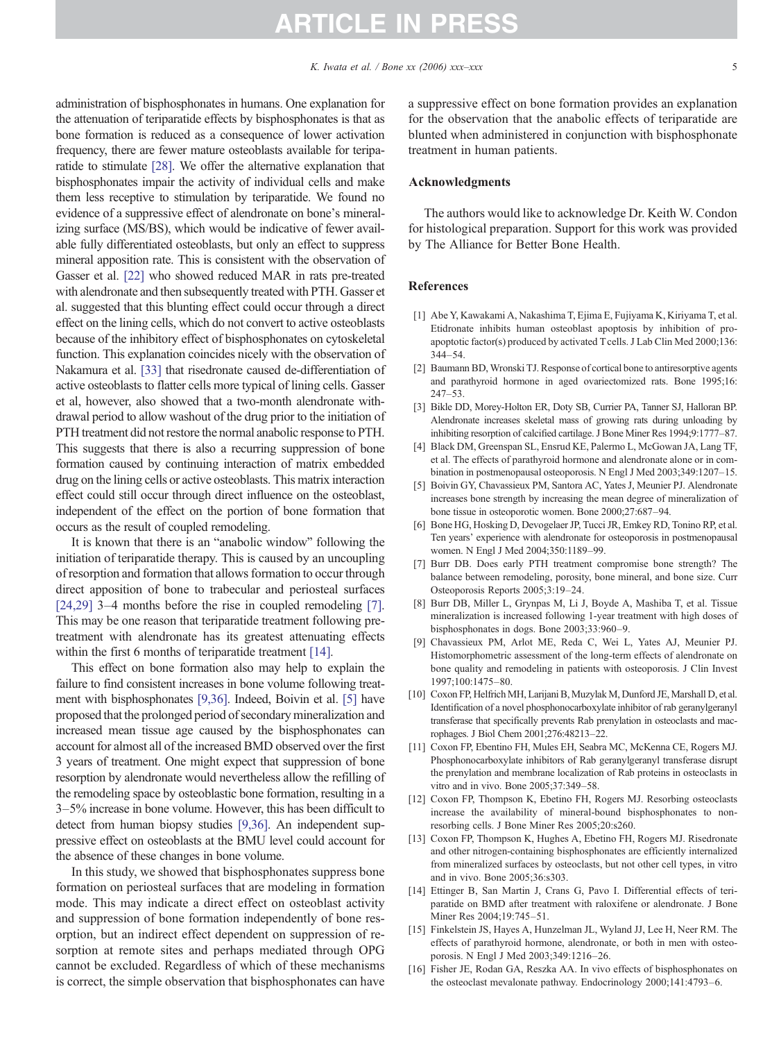administration of bisphosphonates in humans. One explanation for the attenuation of teriparatide effects by bisphosphonates is that as bone formation is reduced as a consequence of lower activation frequency, there are fewer mature osteoblasts available for teriparatide to stimulate [28]. We offer the alternative explanation that bisphosphonates impair the activity of individual cells and make them less receptive to stimulation by teriparatide. We found no evidence of a suppressive effect of alendronate on bone's mineralizing surface (MS/BS), which would be indicative of fewer available fully differentiated osteoblasts, but only an effect to suppress mineral apposition rate. This is consistent with the observation of Gasser et al. [22] who showed reduced MAR in rats pre-treated with alendronate and then subsequently treated with PTH. Gasser et al. suggested that this blunting effect could occur through a direct effect on the lining cells, which do not convert to active osteoblasts because of the inhibitory effect of bisphosphonates on cytoskeletal function. This explanation coincides nicely with the observation of Nakamura et al. [33] that risedronate caused de-differentiation of active osteoblasts to flatter cells more typical of lining cells. Gasser et al, however, also showed that a two-month alendronate withdrawal period to allow washout of the drug prior to the initiation of PTH treatment did not restore the normal anabolic response to PTH. This suggests that there is also a recurring suppression of bone formation caused by continuing interaction of matrix embedded drug on the lining cells or active osteoblasts. This matrix interaction effect could still occur through direct influence on the osteoblast, independent of the effect on the portion of bone formation that occurs as the result of coupled remodeling.

It is known that there is an "anabolic window" following the initiation of teriparatide therapy. This is caused by an uncoupling of resorption and formation that allows formation to occur through direct apposition of bone to trabecular and periosteal surfaces [24,29] 3–4 months before the rise in coupled remodeling [7]. This may be one reason that teriparatide treatment following pretreatment with alendronate has its greatest attenuating effects within the first 6 months of teriparatide treatment [14].

This effect on bone formation also may help to explain the failure to find consistent increases in bone volume following treatment with bisphosphonates [9,36]. Indeed, Boivin et al. [5] have proposed that the prolonged period of secondary mineralization and increased mean tissue age caused by the bisphosphonates can account for almost all of the increased BMD observed over the first 3 years of treatment. One might expect that suppression of bone resorption by alendronate would nevertheless allow the refilling of the remodeling space by osteoblastic bone formation, resulting in a 3–5% increase in bone volume. However, this has been difficult to detect from human biopsy studies [9,36]. An independent suppressive effect on osteoblasts at the BMU level could account for the absence of these changes in bone volume.

In this study, we showed that bisphosphonates suppress bone formation on periosteal surfaces that are modeling in formation mode. This may indicate a direct effect on osteoblast activity and suppression of bone formation independently of bone resorption, but an indirect effect dependent on suppression of resorption at remote sites and perhaps mediated through OPG cannot be excluded. Regardless of which of these mechanisms is correct, the simple observation that bisphosphonates can have a suppressive effect on bone formation provides an explanation for the observation that the anabolic effects of teriparatide are blunted when administered in conjunction with bisphosphonate treatment in human patients.

## Acknowledgments

The authors would like to acknowledge Dr. Keith W. Condon for histological preparation. Support for this work was provided by The Alliance for Better Bone Health.

## References

[1] Abe Y, Kawakami A, Nakashima T, Ejima E, Fujiyama K, Kiriyama T, et al. Etidronate inhibits human osteoblast apoptosis by inhibition of pro-apoptotic factor(s) produced by activated T cells. J Lab Clin Med 2000;136:344–54.

[2] Baumann BD, Wronski TJ. Response of cortical bone to antiresorptive agents and parathyroid hormone in aged ovariectomized rats. Bone 1995;16:247–53.

[3] Bikle DD, Morey-Holton ER, Doty SB, Currier PA, Tanner SJ, Halloran BP. Alendronate increases skeletal mass of growing rats during unloading by inhibiting resorption of calcified cartilage. J Bone Miner Res 1994;9:1777–87.

[4] Black DM, Greenspan SL, Ensrud KE, Palermo L, McGowan JA, Lang TF, et al. The effects of parathyroid hormone and alendronate alone or in combination in postmenopausal osteoporosis. N Engl J Med 2003;349:1207–15.

[5] Boivin GY, Chavassieux PM, Santora AC, Yates J, Meunier PJ. Alendronate increases bone strength by increasing the mean degree of mineralization of bone tissue in osteoporotic women. Bone 2000;27:687–94.

[6] Bone HG, Hosking D, Devogelaer JP, Tucci JR, Emkey RD, Tonino RP, et al. Ten years' experience with alendronate for osteoporosis in postmenopausal women. N Engl J Med 2004;350:1189–99.

[7] Burr DB. Does early PTH treatment compromise bone strength? The balance between remodeling, porosity, bone mineral, and bone size. Curr Osteoporosis Reports 2005;3:19–24.

[8] Burr DB, Miller L, Grynpas M, Li J, Boyde A, Mashiba T, et al. Tissue mineralization is increased following 1-year treatment with high doses of bisphosphonates in dogs. Bone 2003;33:960–9.

[9] Chavassieux PM, Arlot ME, Reda C, Wei L, Yates AJ, Meunier PJ. Histomorphometric assessment of the long-term effects of alendronate on bone quality and remodeling in patients with osteoporosis. J Clin Invest 1997;100:1475–80.

[10] Coxon FP, Helfrich MH, Larijani B, Muzylak M, Dunford JE, Marshall D, et al. Identification of a novel phosphonocarboxylate inhibitor of rab geranylgeranyl transferase that specifically prevents Rab prenylation in osteoclasts and macrophages. J Biol Chem 2001;276:48213–22.

[11] Coxon FP, Ebentino FH, Mules EH, Seabra MC, McKenna CE, Rogers MJ. Phosphonocarboxylate inhibitors of Rab geranylgeranyl transferase disrupt the prenylation and membrane localization of Rab proteins in osteoclasts in vitro and in vivo. Bone 2005;37:349–58.

[12] Coxon FP, Thompson K, Ebetino FH, Rogers MJ. Resorbing osteoclasts increase the availability of mineral-bound bisphosphonates to non-resorbing cells. J Bone Miner Res 2005;20:s260.

[13] Coxon FP, Thompson K, Hughes A, Ebetino FH, Rogers MJ. Risedronate and other nitrogen-containing bisphosphonates are efficiently internalized from mineralized surfaces by osteoclasts, but not other cell types, in vitro and in vivo. Bone 2005;36:s303.

[14] Ettinger B, San Martin J, Crans G, Pavo I. Differential effects of teriparatide on BMD after treatment with raloxifene or alendronate. J Bone Miner Res 2004;19:745–51.

[15] Finkelstein JS, Hayes A, Hunzelman JL, Wyland JJ, Lee H, Neer RM. The effects of parathyroid hormone, alendronate, or both in men with osteoporosis. N Engl J Med 2003;349:1216–26.

[16] Fisher JE, Rodan GA, Reszka AA. In vivo effects of bisphosphonates on the osteoclast mevalonate pathway. Endocrinology 2000;141:4793–6.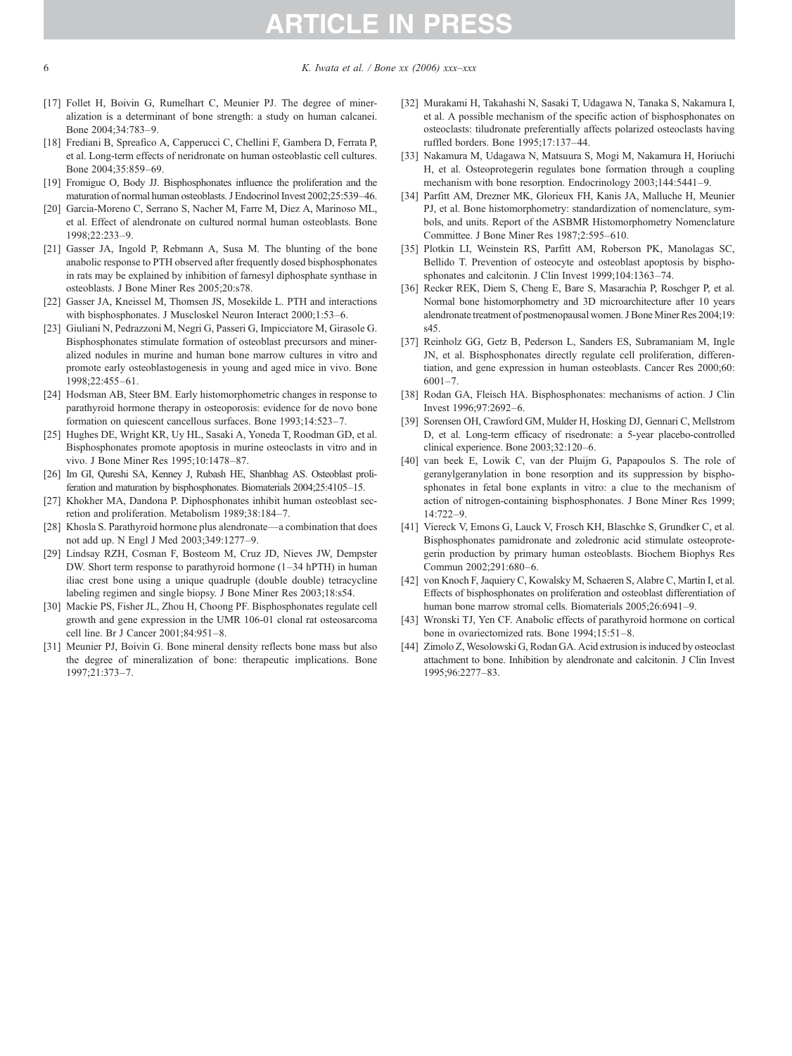[17] Follet H, Boivin G, Rumelhart C, Meunier PJ. The degree of mineralization is a determinant of bone strength: a study on human calcanei. Bone 2004;34:783–9.

[18] Frediani B, Spreafico A, Capperucci C, Chellini F, Gambera D, Ferrata P, et al. Long-term effects of neridronate on human osteoblastic cell cultures. Bone 2004;35:859–69.

[19] Fromigue O, Body JJ. Bisphosphonates influence the proliferation and the maturation of normal human osteoblasts. J Endocrinol Invest 2002;25:539–46.

[20] Garcia-Moreno C, Serrano S, Nacher M, Farre M, Diez A, Marinoso ML, et al. Effect of alendronate on cultured normal human osteoblasts. Bone 1998;22:233–9.

[21] Gasser JA, Ingold P, Rebmann A, Susa M. The blunting of the bone anabolic response to PTH observed after frequently dosed bisphosphonates in rats may be explained by inhibition of farnesyl diphosphate synthase in osteoblasts. J Bone Miner Res 2005;20:s78.

[22] Gasser JA, Kneissel M, Thomsen JS, Mosekilde L. PTH and interactions with bisphosphonates. J Muscloskel Neuron Interact 2000;1:53–6.

[23] Giuliani N, Pedrazzoni M, Negri G, Passeri G, Impicciatore M, Girasole G. Bisphosphonates stimulate formation of osteoblast precursors and mineralized nodules in murine and human bone marrow cultures in vitro and promote early osteoblastogenesis in young and aged mice in vivo. Bone 1998;22:455–61.

[24] Hodsman AB, Steer BM. Early histomorphometric changes in response to parathyroid hormone therapy in osteoporosis: evidence for de novo bone formation on quiescent cancellous surfaces. Bone 1993;14:523–7.

[25] Hughes DE, Wright KR, Uy HL, Sasaki A, Yoneda T, Roodman GD, et al. Bisphosphonates promote apoptosis in murine osteoclasts in vitro and in vivo. J Bone Miner Res 1995;10:1478–87.

[26] Im GI, Qureshi SA, Kenney J, Rubash HE, Shanbhag AS. Osteoblast proliferation and maturation by bisphosphonates. Biomaterials 2004;25:4105–15.

[27] Khokher MA, Dandona P. Diphosphonates inhibit human osteoblast secretion and proliferation. Metabolism 1989;38:184–7.

[28] Khosla S. Parathyroid hormone plus alendronate—a combination that does not add up. N Engl J Med 2003;349:1277–9.

[29] Lindsay RZH, Cosman F, Bosteom M, Cruz JD, Nieves JW, Dempster DW. Short term response to parathyroid hormone (1–34 hPTH) in human iliac crest bone using a unique quadruple (double double) tetracycline labeling regimen and single biopsy. J Bone Miner Res 2003;18:s54.

[30] Mackie PS, Fisher JL, Zhou H, Choong PF. Bisphosphonates regulate cell growth and gene expression in the UMR 106-01 clonal rat osteosarcoma cell line. Br J Cancer 2001;84:951–8.

[31] Meunier PJ, Boivin G. Bone mineral density reflects bone mass but also the degree of mineralization of bone: therapeutic implications. Bone 1997;21:373–7.

[32] Murakami H, Takahashi N, Sasaki T, Udagawa N, Tanaka S, Nakamura I, et al. A possible mechanism of the specific action of bisphosphonates on osteoclasts: tiludronate preferentially affects polarized osteoclasts having ruffled borders. Bone 1995;17:137–44.

[33] Nakamura M, Udagawa N, Matsuura S, Mogi M, Nakamura H, Horiuchi H, et al. Osteoprotegerin regulates bone formation through a coupling mechanism with bone resorption. Endocrinology 2003;144:5441–9.

[34] Parfitt AM, Drezner MK, Glorieux FH, Kanis JA, Malluche H, Meunier PJ, et al. Bone histomorphometry: standardization of nomenclature, symbols, and units. Report of the ASBMR Histomorphometry Nomenclature Committee. J Bone Miner Res 1987;2:595–610.

[35] Plotkin LI, Weinstein RS, Parfitt AM, Roberson PK, Manolagas SC, Bellido T. Prevention of osteocyte and osteoblast apoptosis by bisphosphonates and calcitonin. J Clin Invest 1999;104:1363–74.

[36] Recker REK, Diem S, Cheng E, Bare S, Masarachia P, Roschger P, et al. Normal bone histomorphometry and 3D microarchitecture after 10 years alendronate treatment of postmenopausal women. J Bone Miner Res 2004;19: s45.

[37] Reinholz GG, Getz B, Pederson L, Sanders ES, Subramaniam M, Ingle JN, et al. Bisphosphonates directly regulate cell proliferation, differentiation, and gene expression in human osteoblasts. Cancer Res 2000;60: 6001–7.

[38] Rodan GA, Fleisch HA. Bisphosphonates: mechanisms of action. J Clin Invest 1996;97:2692–6.

[39] Sorensen OH, Crawford GM, Mulder H, Hosking DJ, Gennari C, Mellstrom D, et al. Long-term efficacy of risedronate: a 5-year placebo-controlled clinical experience. Bone 2003;32:120–6.

[40] van beek E, Lowik C, van der Pluijm G, Papapoulos S. The role of geranylgeranylation in bone resorption and its suppression by bisphosphonates in fetal bone explants in vitro: a clue to the mechanism of action of nitrogen-containing bisphosphonates. J Bone Miner Res 1999; 14:722–9.

[41] Viereck V, Emons G, Lauck V, Frosch KH, Blaschke S, Grundker C, et al. Bisphosphonates pamidronate and zoledronic acid stimulate osteoprotegerin production by primary human osteoblasts. Biochem Biophys Res Commun 2002;291:680–6.

[42] von Knoch F, Jaquiery C, Kowalsky M, Schaeren S, Alabre C, Martin I, et al. Effects of bisphosphonates on proliferation and osteoblast differentiation of human bone marrow stromal cells. Biomaterials 2005;26:6941–9.

[43] Wronski TJ, Yen CF. Anabolic effects of parathyroid hormone on cortical bone in ovariectomized rats. Bone 1994;15:51–8.

[44] Zimolo Z, Wesolowski G, Rodan GA. Acid extrusion is induced by osteoclast attachment to bone. Inhibition by alendronate and calcitonin. J Clin Invest 1995;96:2277–83.